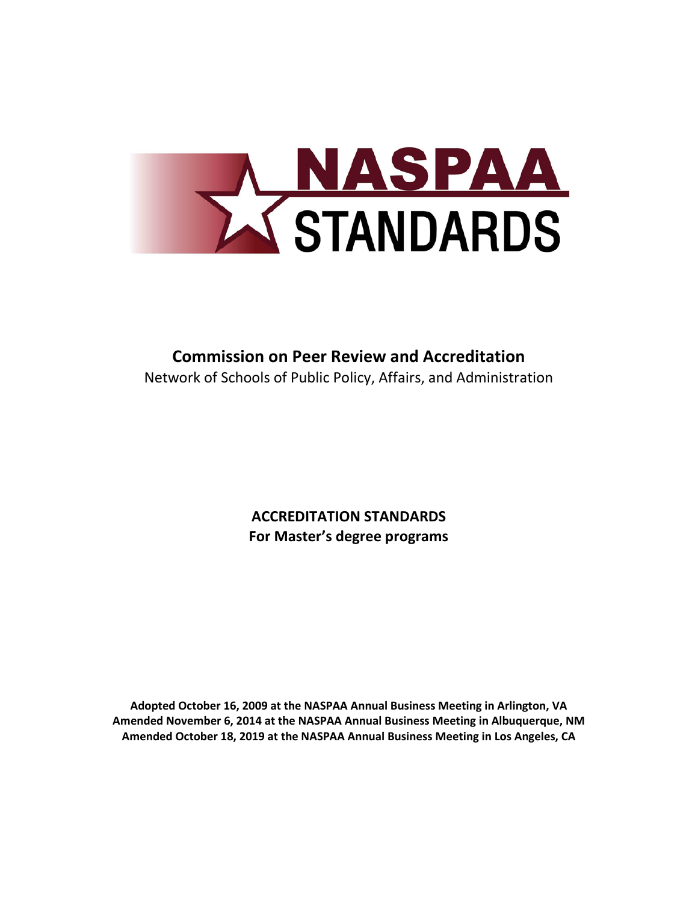# NASPAA STANDARDS

## Commission on Peer Review and Accreditation

Network of Schools of Public Policy, Affairs, and Administration

**ACCREDITATION STANDARDS**
**For Master's degree programs**

**Adopted October 16, 2009 at the NASPAA Annual Business Meeting in Arlington, VA**
**Amended November 6, 2014 at the NASPAA Annual Business Meeting in Albuquerque, NM**
**Amended October 18, 2019 at the NASPAA Annual Business Meeting in Los Angeles, CA**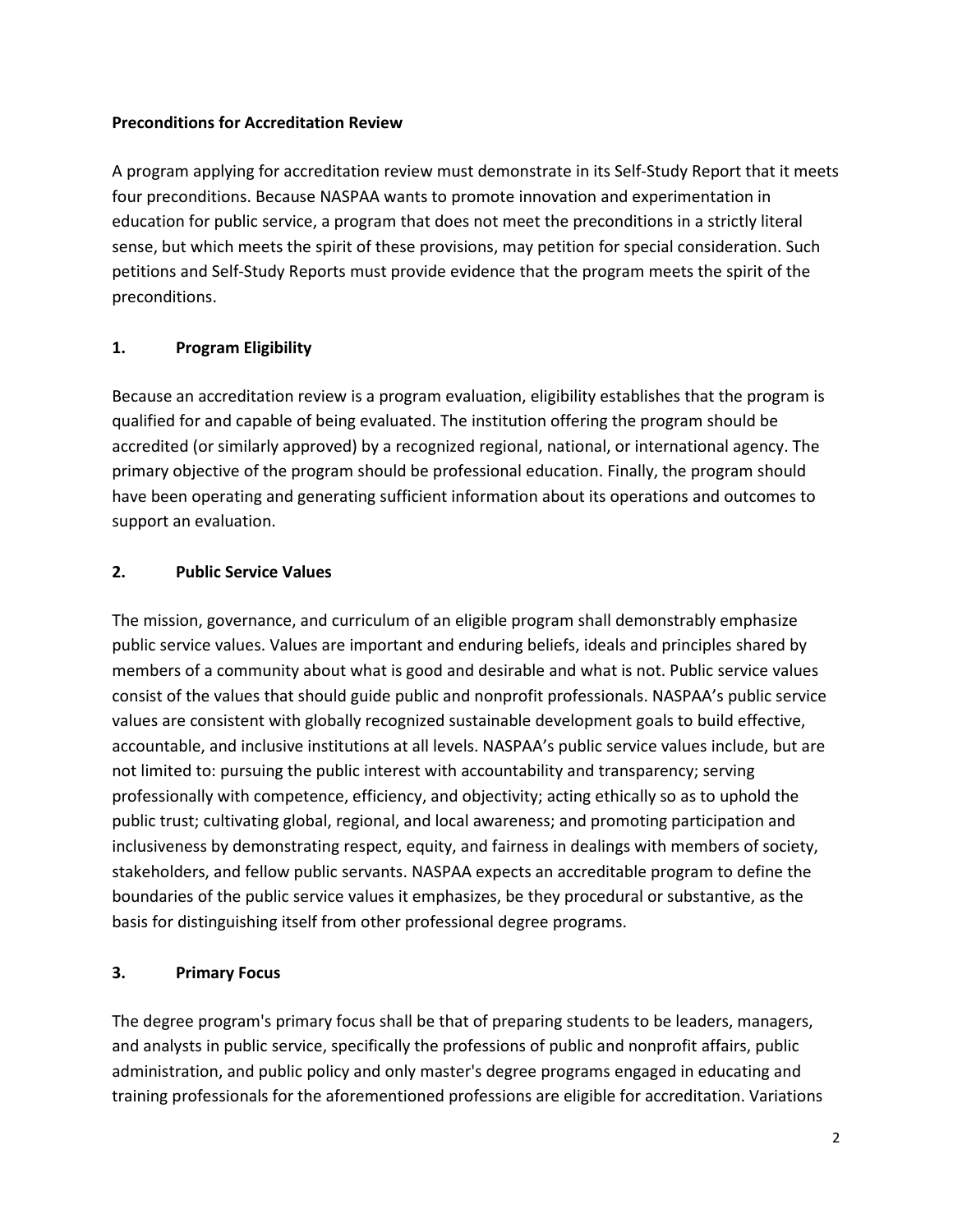**Preconditions for Accreditation Review**

A program applying for accreditation review must demonstrate in its Self-Study Report that it meets four preconditions. Because NASPAA wants to promote innovation and experimentation in education for public service, a program that does not meet the preconditions in a strictly literal sense, but which meets the spirit of these provisions, may petition for special consideration. Such petitions and Self-Study Reports must provide evidence that the program meets the spirit of the preconditions.

**1. Program Eligibility**

Because an accreditation review is a program evaluation, eligibility establishes that the program is qualified for and capable of being evaluated. The institution offering the program should be accredited (or similarly approved) by a recognized regional, national, or international agency. The primary objective of the program should be professional education. Finally, the program should have been operating and generating sufficient information about its operations and outcomes to support an evaluation.

**2. Public Service Values**

The mission, governance, and curriculum of an eligible program shall demonstrably emphasize public service values. Values are important and enduring beliefs, ideals and principles shared by members of a community about what is good and desirable and what is not. Public service values consist of the values that should guide public and nonprofit professionals. NASPAA's public service values are consistent with globally recognized sustainable development goals to build effective, accountable, and inclusive institutions at all levels. NASPAA's public service values include, but are not limited to: pursuing the public interest with accountability and transparency; serving professionally with competence, efficiency, and objectivity; acting ethically so as to uphold the public trust; cultivating global, regional, and local awareness; and promoting participation and inclusiveness by demonstrating respect, equity, and fairness in dealings with members of society, stakeholders, and fellow public servants. NASPAA expects an accreditable program to define the boundaries of the public service values it emphasizes, be they procedural or substantive, as the basis for distinguishing itself from other professional degree programs.

**3. Primary Focus**

The degree program's primary focus shall be that of preparing students to be leaders, managers, and analysts in public service, specifically the professions of public and nonprofit affairs, public administration, and public policy and only master's degree programs engaged in educating and training professionals for the aforementioned professions are eligible for accreditation. Variations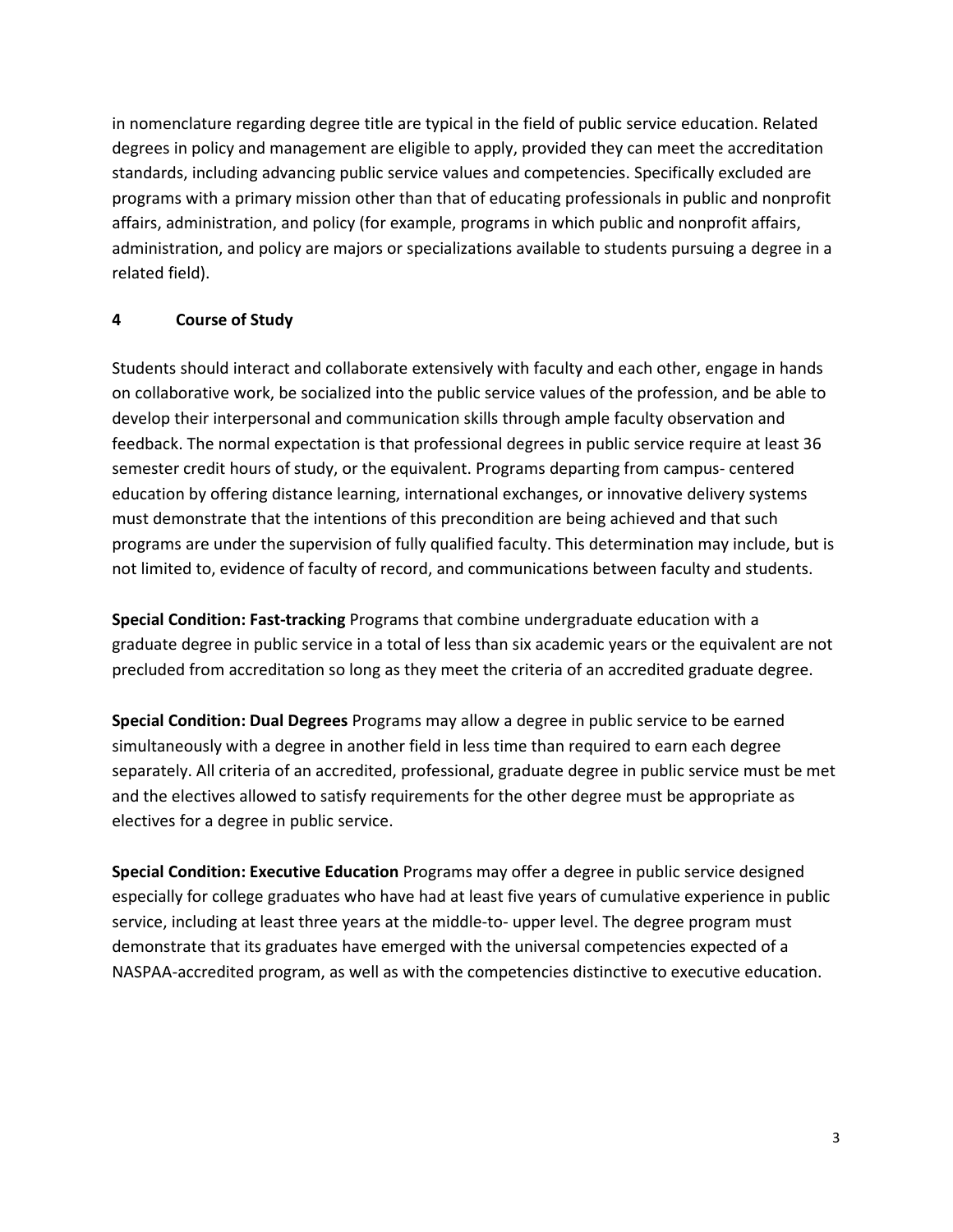in nomenclature regarding degree title are typical in the field of public service education. Related degrees in policy and management are eligible to apply, provided they can meet the accreditation standards, including advancing public service values and competencies. Specifically excluded are programs with a primary mission other than that of educating professionals in public and nonprofit affairs, administration, and policy (for example, programs in which public and nonprofit affairs, administration, and policy are majors or specializations available to students pursuing a degree in a related field).

## 4 Course of Study

Students should interact and collaborate extensively with faculty and each other, engage in hands on collaborative work, be socialized into the public service values of the profession, and be able to develop their interpersonal and communication skills through ample faculty observation and feedback. The normal expectation is that professional degrees in public service require at least 36 semester credit hours of study, or the equivalent. Programs departing from campus- centered education by offering distance learning, international exchanges, or innovative delivery systems must demonstrate that the intentions of this precondition are being achieved and that such programs are under the supervision of fully qualified faculty. This determination may include, but is not limited to, evidence of faculty of record, and communications between faculty and students.

**Special Condition: Fast-tracking** Programs that combine undergraduate education with a graduate degree in public service in a total of less than six academic years or the equivalent are not precluded from accreditation so long as they meet the criteria of an accredited graduate degree.

**Special Condition: Dual Degrees** Programs may allow a degree in public service to be earned simultaneously with a degree in another field in less time than required to earn each degree separately. All criteria of an accredited, professional, graduate degree in public service must be met and the electives allowed to satisfy requirements for the other degree must be appropriate as electives for a degree in public service.

**Special Condition: Executive Education** Programs may offer a degree in public service designed especially for college graduates who have had at least five years of cumulative experience in public service, including at least three years at the middle-to- upper level. The degree program must demonstrate that its graduates have emerged with the universal competencies expected of a NASPAA-accredited program, as well as with the competencies distinctive to executive education.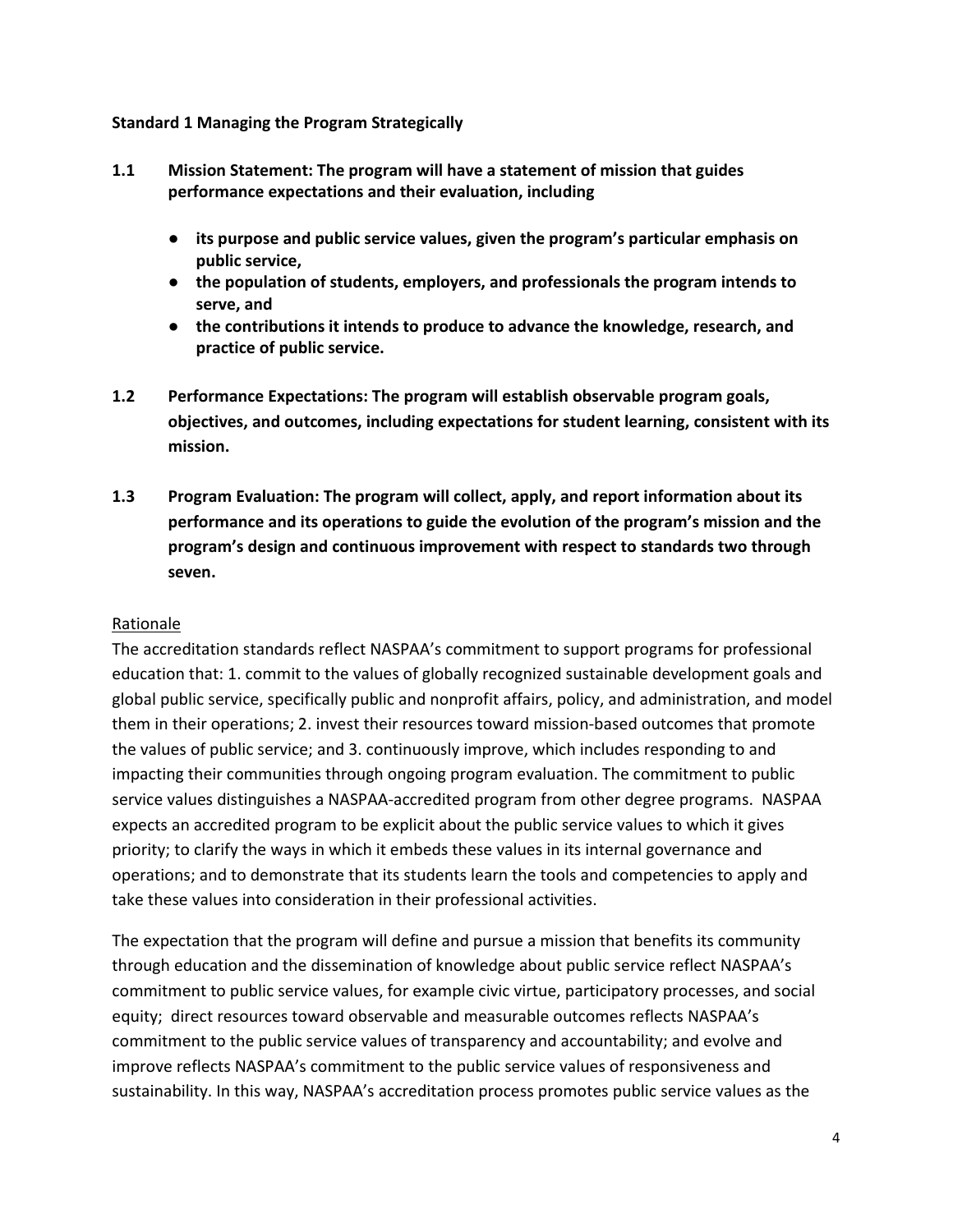**Standard 1 Managing the Program Strategically**

**1.1 Mission Statement: The program will have a statement of mission that guides performance expectations and their evaluation, including**

- **its purpose and public service values, given the program's particular emphasis on public service,**
- **the population of students, employers, and professionals the program intends to serve, and**
- **the contributions it intends to produce to advance the knowledge, research, and practice of public service.**

**1.2 Performance Expectations: The program will establish observable program goals, objectives, and outcomes, including expectations for student learning, consistent with its mission.**

**1.3 Program Evaluation: The program will collect, apply, and report information about its performance and its operations to guide the evolution of the program's mission and the program's design and continuous improvement with respect to standards two through seven.**

Rationale

The accreditation standards reflect NASPAA's commitment to support programs for professional education that: 1. commit to the values of globally recognized sustainable development goals and global public service, specifically public and nonprofit affairs, policy, and administration, and model them in their operations; 2. invest their resources toward mission-based outcomes that promote the values of public service; and 3. continuously improve, which includes responding to and impacting their communities through ongoing program evaluation. The commitment to public service values distinguishes a NASPAA-accredited program from other degree programs. NASPAA expects an accredited program to be explicit about the public service values to which it gives priority; to clarify the ways in which it embeds these values in its internal governance and operations; and to demonstrate that its students learn the tools and competencies to apply and take these values into consideration in their professional activities.

The expectation that the program will define and pursue a mission that benefits its community through education and the dissemination of knowledge about public service reflect NASPAA's commitment to public service values, for example civic virtue, participatory processes, and social equity; direct resources toward observable and measurable outcomes reflects NASPAA's commitment to the public service values of transparency and accountability; and evolve and improve reflects NASPAA's commitment to the public service values of responsiveness and sustainability. In this way, NASPAA's accreditation process promotes public service values as the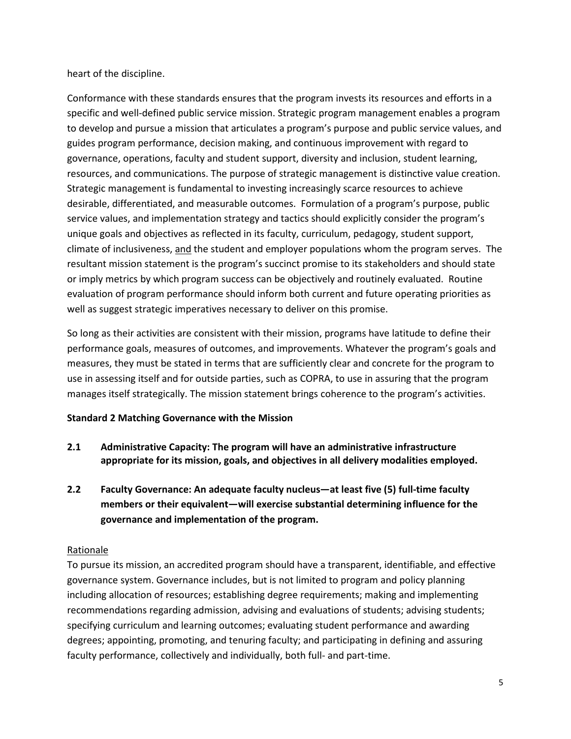heart of the discipline.

Conformance with these standards ensures that the program invests its resources and efforts in a specific and well-defined public service mission. Strategic program management enables a program to develop and pursue a mission that articulates a program's purpose and public service values, and guides program performance, decision making, and continuous improvement with regard to governance, operations, faculty and student support, diversity and inclusion, student learning, resources, and communications. The purpose of strategic management is distinctive value creation. Strategic management is fundamental to investing increasingly scarce resources to achieve desirable, differentiated, and measurable outcomes. Formulation of a program's purpose, public service values, and implementation strategy and tactics should explicitly consider the program's unique goals and objectives as reflected in its faculty, curriculum, pedagogy, student support, climate of inclusiveness, <u>and</u> the student and employer populations whom the program serves. The resultant mission statement is the program's succinct promise to its stakeholders and should state or imply metrics by which program success can be objectively and routinely evaluated. Routine evaluation of program performance should inform both current and future operating priorities as well as suggest strategic imperatives necessary to deliver on this promise.

So long as their activities are consistent with their mission, programs have latitude to define their performance goals, measures of outcomes, and improvements. Whatever the program's goals and measures, they must be stated in terms that are sufficiently clear and concrete for the program to use in assessing itself and for outside parties, such as COPRA, to use in assuring that the program manages itself strategically. The mission statement brings coherence to the program's activities.

**Standard 2 Matching Governance with the Mission**

**2.1 Administrative Capacity: The program will have an administrative infrastructure appropriate for its mission, goals, and objectives in all delivery modalities employed.**

**2.2 Faculty Governance: An adequate faculty nucleus—at least five (5) full-time faculty members or their equivalent—will exercise substantial determining influence for the governance and implementation of the program.**

<u>Rationale</u>

To pursue its mission, an accredited program should have a transparent, identifiable, and effective governance system. Governance includes, but is not limited to program and policy planning including allocation of resources; establishing degree requirements; making and implementing recommendations regarding admission, advising and evaluations of students; advising students; specifying curriculum and learning outcomes; evaluating student performance and awarding degrees; appointing, promoting, and tenuring faculty; and participating in defining and assuring faculty performance, collectively and individually, both full- and part-time.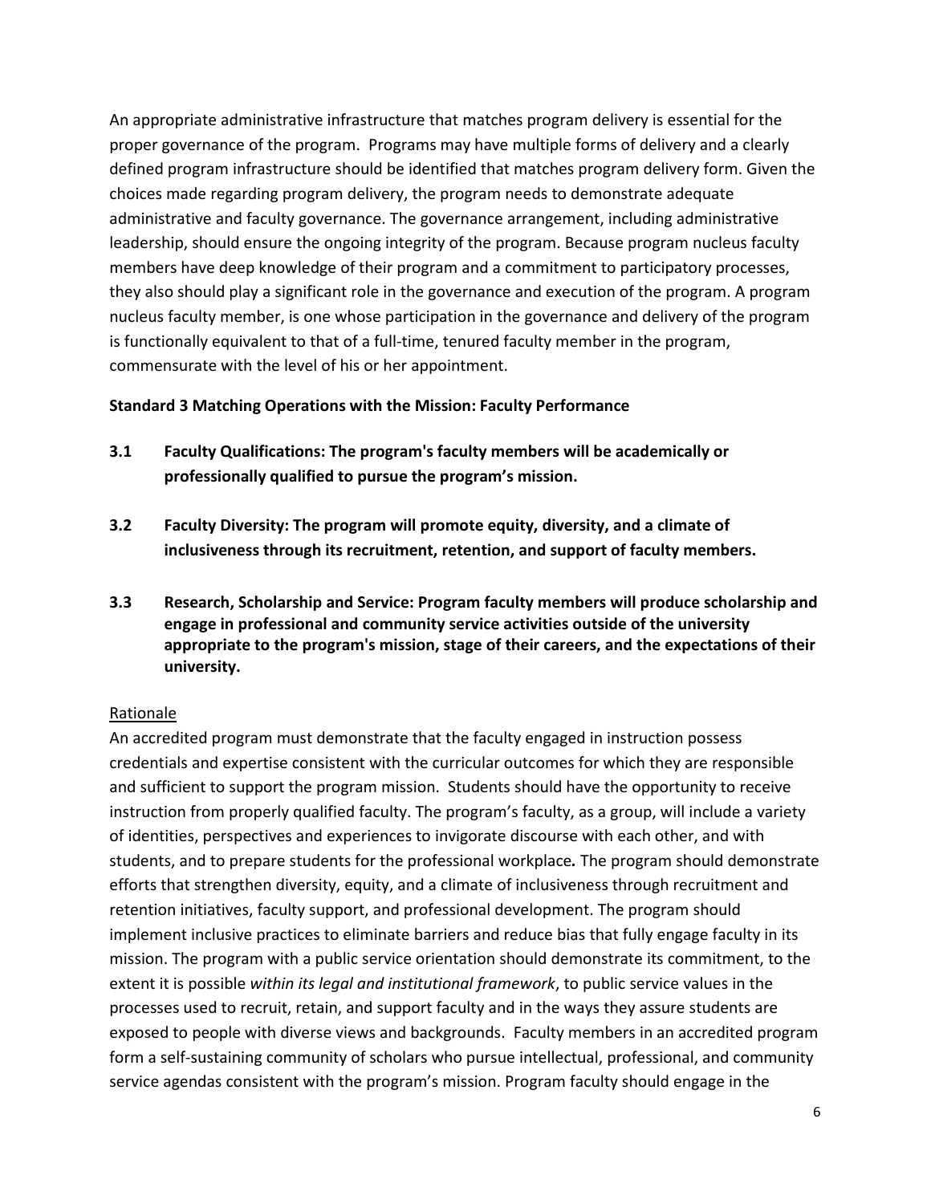An appropriate administrative infrastructure that matches program delivery is essential for the proper governance of the program. Programs may have multiple forms of delivery and a clearly defined program infrastructure should be identified that matches program delivery form. Given the choices made regarding program delivery, the program needs to demonstrate adequate administrative and faculty governance. The governance arrangement, including administrative leadership, should ensure the ongoing integrity of the program. Because program nucleus faculty members have deep knowledge of their program and a commitment to participatory processes, they also should play a significant role in the governance and execution of the program. A program nucleus faculty member, is one whose participation in the governance and delivery of the program is functionally equivalent to that of a full-time, tenured faculty member in the program, commensurate with the level of his or her appointment.

**Standard 3 Matching Operations with the Mission: Faculty Performance**

**3.1 Faculty Qualifications: The program's faculty members will be academically or professionally qualified to pursue the program's mission.**

**3.2 Faculty Diversity: The program will promote equity, diversity, and a climate of inclusiveness through its recruitment, retention, and support of faculty members.**

**3.3 Research, Scholarship and Service: Program faculty members will produce scholarship and engage in professional and community service activities outside of the university appropriate to the program's mission, stage of their careers, and the expectations of their university.**

<u>Rationale</u>

An accredited program must demonstrate that the faculty engaged in instruction possess credentials and expertise consistent with the curricular outcomes for which they are responsible and sufficient to support the program mission. Students should have the opportunity to receive instruction from properly qualified faculty. The program's faculty, as a group, will include a variety of identities, perspectives and experiences to invigorate discourse with each other, and with students, and to prepare students for the professional workplace*.* The program should demonstrate efforts that strengthen diversity, equity, and a climate of inclusiveness through recruitment and retention initiatives, faculty support, and professional development. The program should implement inclusive practices to eliminate barriers and reduce bias that fully engage faculty in its mission. The program with a public service orientation should demonstrate its commitment, to the extent it is possible *within its legal and institutional framework*, to public service values in the processes used to recruit, retain, and support faculty and in the ways they assure students are exposed to people with diverse views and backgrounds. Faculty members in an accredited program form a self-sustaining community of scholars who pursue intellectual, professional, and community service agendas consistent with the program's mission. Program faculty should engage in the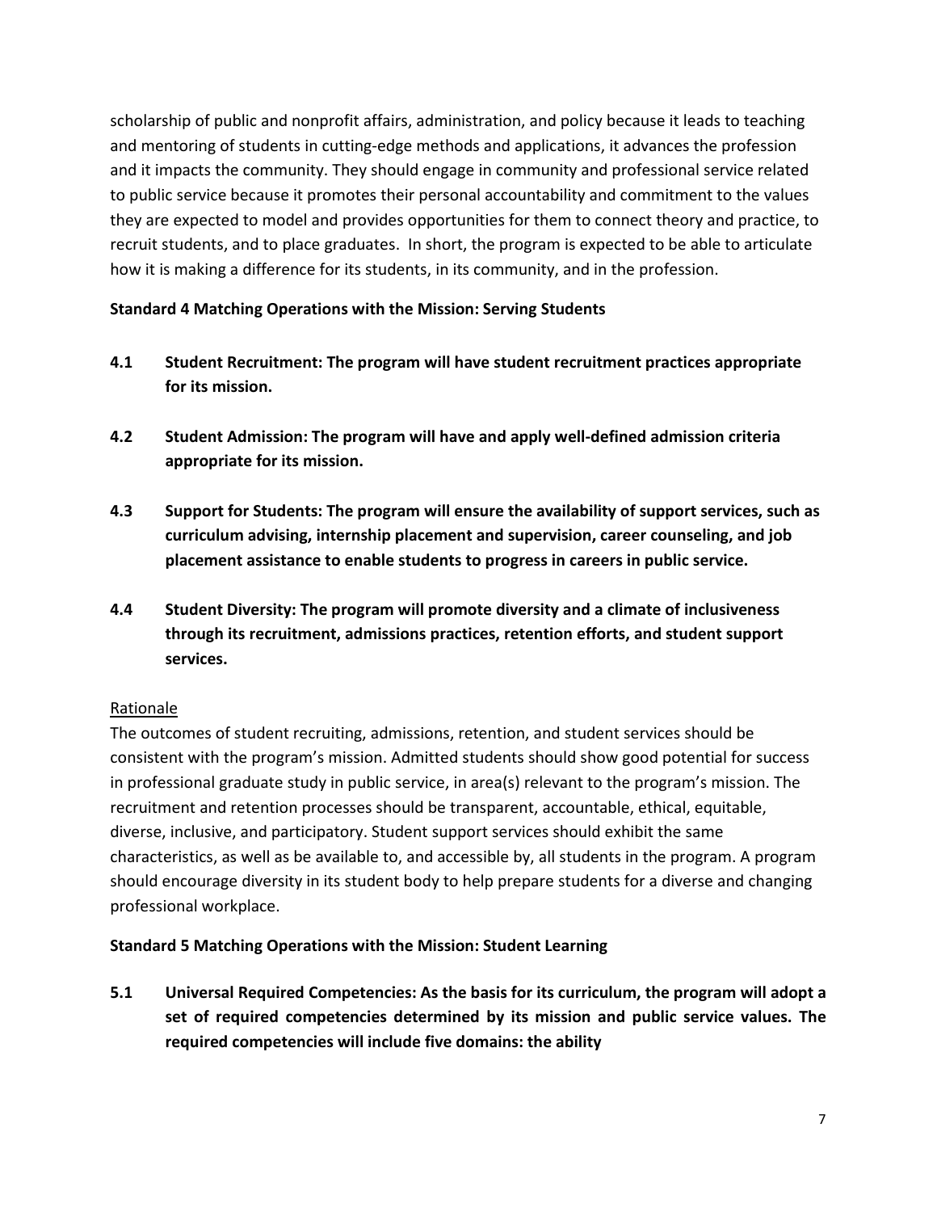scholarship of public and nonprofit affairs, administration, and policy because it leads to teaching and mentoring of students in cutting-edge methods and applications, it advances the profession and it impacts the community. They should engage in community and professional service related to public service because it promotes their personal accountability and commitment to the values they are expected to model and provides opportunities for them to connect theory and practice, to recruit students, and to place graduates. In short, the program is expected to be able to articulate how it is making a difference for its students, in its community, and in the profession.

**Standard 4 Matching Operations with the Mission: Serving Students**

**4.1 Student Recruitment: The program will have student recruitment practices appropriate for its mission.**

**4.2 Student Admission: The program will have and apply well-defined admission criteria appropriate for its mission.**

**4.3 Support for Students: The program will ensure the availability of support services, such as curriculum advising, internship placement and supervision, career counseling, and job placement assistance to enable students to progress in careers in public service.**

**4.4 Student Diversity: The program will promote diversity and a climate of inclusiveness through its recruitment, admissions practices, retention efforts, and student support services.**

Rationale

The outcomes of student recruiting, admissions, retention, and student services should be consistent with the program's mission. Admitted students should show good potential for success in professional graduate study in public service, in area(s) relevant to the program's mission. The recruitment and retention processes should be transparent, accountable, ethical, equitable, diverse, inclusive, and participatory. Student support services should exhibit the same characteristics, as well as be available to, and accessible by, all students in the program. A program should encourage diversity in its student body to help prepare students for a diverse and changing professional workplace.

**Standard 5 Matching Operations with the Mission: Student Learning**

**5.1 Universal Required Competencies: As the basis for its curriculum, the program will adopt a set of required competencies determined by its mission and public service values. The required competencies will include five domains: the ability**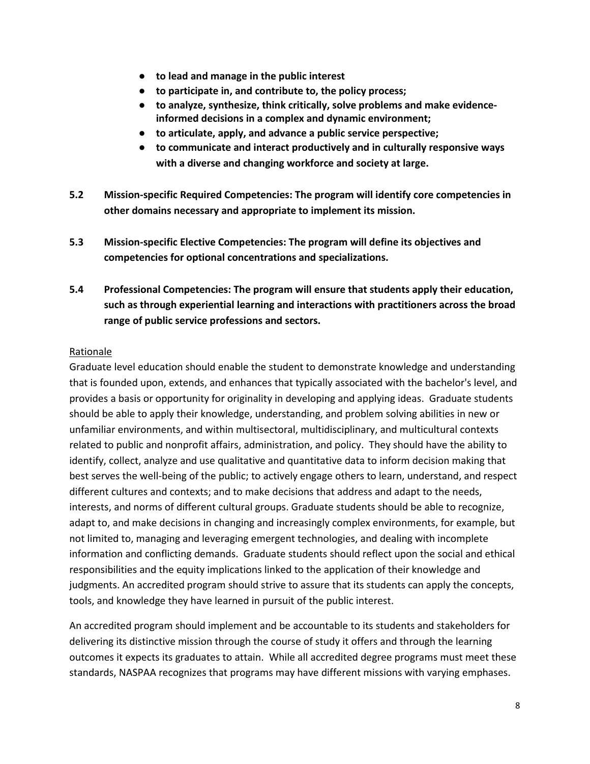- **to lead and manage in the public interest**
- **to participate in, and contribute to, the policy process;**
- **to analyze, synthesize, think critically, solve problems and make evidence-informed decisions in a complex and dynamic environment;**
- **to articulate, apply, and advance a public service perspective;**
- **to communicate and interact productively and in culturally responsive ways with a diverse and changing workforce and society at large.**

**5.2 Mission-specific Required Competencies: The program will identify core competencies in other domains necessary and appropriate to implement its mission.**

**5.3 Mission-specific Elective Competencies: The program will define its objectives and competencies for optional concentrations and specializations.**

**5.4 Professional Competencies: The program will ensure that students apply their education, such as through experiential learning and interactions with practitioners across the broad range of public service professions and sectors.**

Rationale

Graduate level education should enable the student to demonstrate knowledge and understanding that is founded upon, extends, and enhances that typically associated with the bachelor's level, and provides a basis or opportunity for originality in developing and applying ideas. Graduate students should be able to apply their knowledge, understanding, and problem solving abilities in new or unfamiliar environments, and within multisectoral, multidisciplinary, and multicultural contexts related to public and nonprofit affairs, administration, and policy. They should have the ability to identify, collect, analyze and use qualitative and quantitative data to inform decision making that best serves the well-being of the public; to actively engage others to learn, understand, and respect different cultures and contexts; and to make decisions that address and adapt to the needs, interests, and norms of different cultural groups. Graduate students should be able to recognize, adapt to, and make decisions in changing and increasingly complex environments, for example, but not limited to, managing and leveraging emergent technologies, and dealing with incomplete information and conflicting demands. Graduate students should reflect upon the social and ethical responsibilities and the equity implications linked to the application of their knowledge and judgments. An accredited program should strive to assure that its students can apply the concepts, tools, and knowledge they have learned in pursuit of the public interest.

An accredited program should implement and be accountable to its students and stakeholders for delivering its distinctive mission through the course of study it offers and through the learning outcomes it expects its graduates to attain. While all accredited degree programs must meet these standards, NASPAA recognizes that programs may have different missions with varying emphases.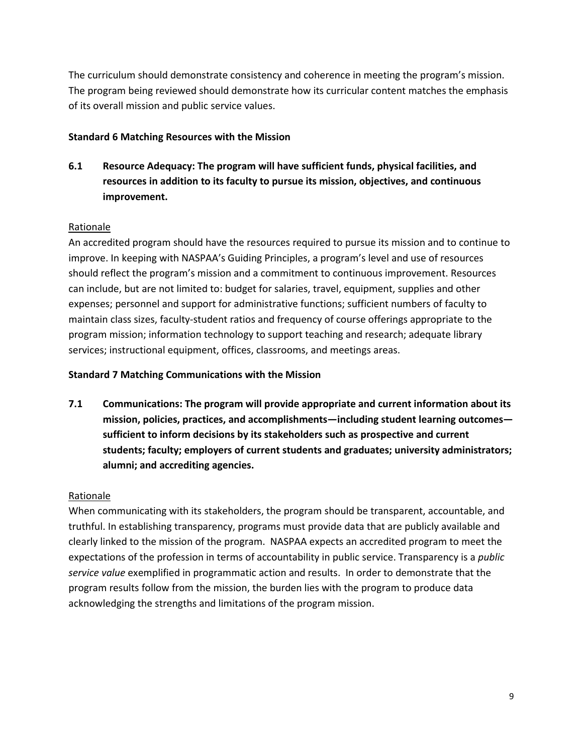The curriculum should demonstrate consistency and coherence in meeting the program's mission. The program being reviewed should demonstrate how its curricular content matches the emphasis of its overall mission and public service values.

**Standard 6 Matching Resources with the Mission**

**6.1 Resource Adequacy: The program will have sufficient funds, physical facilities, and resources in addition to its faculty to pursue its mission, objectives, and continuous improvement.**

Rationale

An accredited program should have the resources required to pursue its mission and to continue to improve. In keeping with NASPAA's Guiding Principles, a program's level and use of resources should reflect the program's mission and a commitment to continuous improvement. Resources can include, but are not limited to: budget for salaries, travel, equipment, supplies and other expenses; personnel and support for administrative functions; sufficient numbers of faculty to maintain class sizes, faculty-student ratios and frequency of course offerings appropriate to the program mission; information technology to support teaching and research; adequate library services; instructional equipment, offices, classrooms, and meetings areas.

**Standard 7 Matching Communications with the Mission**

**7.1 Communications: The program will provide appropriate and current information about its mission, policies, practices, and accomplishments—including student learning outcomes—sufficient to inform decisions by its stakeholders such as prospective and current students; faculty; employers of current students and graduates; university administrators; alumni; and accrediting agencies.**

Rationale

When communicating with its stakeholders, the program should be transparent, accountable, and truthful. In establishing transparency, programs must provide data that are publicly available and clearly linked to the mission of the program. NASPAA expects an accredited program to meet the expectations of the profession in terms of accountability in public service. Transparency is a *public service value* exemplified in programmatic action and results. In order to demonstrate that the program results follow from the mission, the burden lies with the program to produce data acknowledging the strengths and limitations of the program mission.